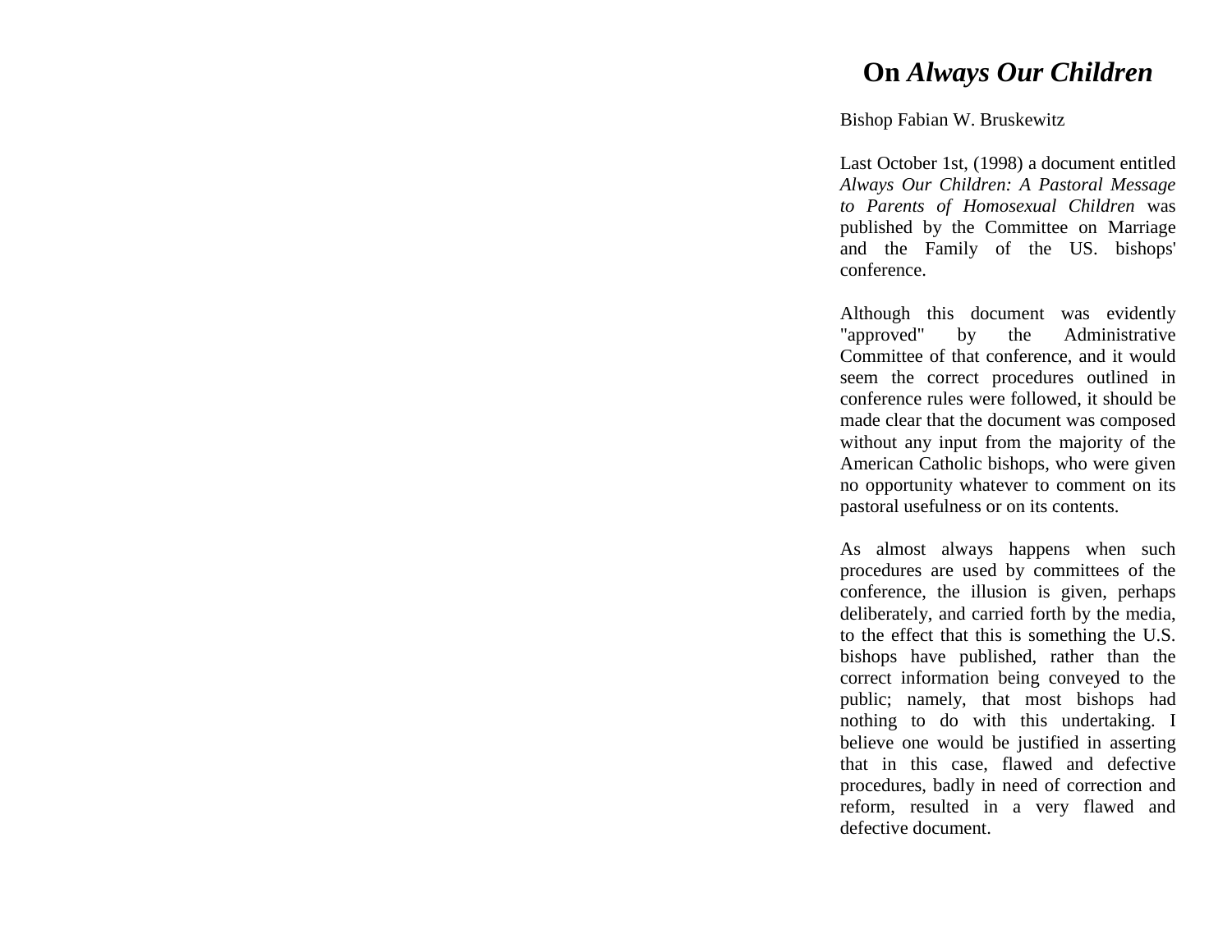# On *Always Our Children*

Bishop Fabian W. Bruskewitz

Last October 1st, (1998) a document entitled *Always Our Children: A Pastoral Message to Parents of Homosexual Children* was published by the Committee on Marriage and the Family of the US. bishops' conference.

Although this document was evidently "approved" by the Administrative Committee of that conference, and it would seem the correct procedures outlined in conference rules were followed, it should be made clear that the document was composed without any input from the majority of the American Catholic bishops, who were given no opportunity whatever to comment on its pastoral usefulness or on its contents.

As almost always happens when such procedures are used by committees of the conference, the illusion is given, perhaps deliberately, and carried forth by the media, to the effect that this is something the U.S. bishops have published, rather than the correct information being conveyed to the public; namely, that most bishops had nothing to do with this undertaking. I believe one would be justified in asserting that in this case, flawed and defective procedures, badly in need of correction and reform, resulted in a very flawed and defective document.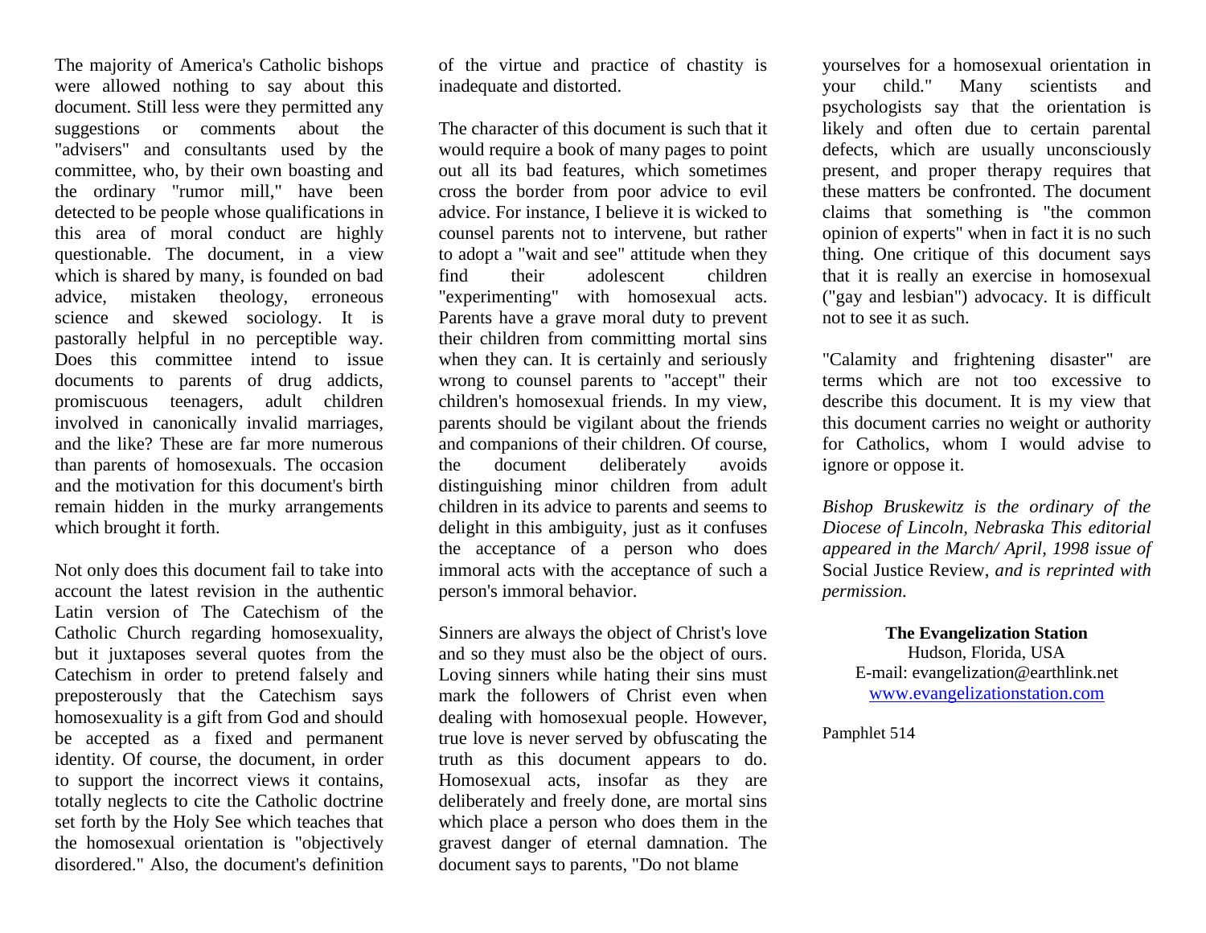The majority of America's Catholic bishops were allowed nothing to say about this document. Still less were they permitted any suggestions or comments about the "advisers" and consultants used by the committee, who, by their own boasting and the ordinary "rumor mill," have been detected to be people whose qualifications in this area of moral conduct are highly questionable. The document, in a view which is shared by many, is founded on bad advice, mistaken theology, erroneous science and skewed sociology. It is pastorally helpful in no perceptible way. Does this committee intend to issue documents to parents of drug addicts, promiscuous teenagers, adult children involved in canonically invalid marriages, and the like? These are far more numerous than parents of homosexuals. The occasion and the motivation for this document's birth remain hidden in the murky arrangements which brought it forth.

Not only does this document fail to take into account the latest revision in the authentic Latin version of The Catechism of the Catholic Church regarding homosexuality, but it juxtaposes several quotes from the Catechism in order to pretend falsely and preposterously that the Catechism says homosexuality is a gift from God and should be accepted as a fixed and permanent identity. Of course, the document, in order to support the incorrect views it contains, totally neglects to cite the Catholic doctrine set forth by the Holy See which teaches that the homosexual orientation is "objectively disordered." Also, the document's definition of the virtue and practice of chastity is inadequate and distorted.

The character of this document is such that it would require a book of many pages to point out all its bad features, which sometimes cross the border from poor advice to evil advice. For instance, I believe it is wicked to counsel parents not to intervene, but rather to adopt a "wait and see" attitude when they find their adolescent children "experimenting" with homosexual acts. Parents have a grave moral duty to prevent their children from committing mortal sins when they can. It is certainly and seriously wrong to counsel parents to "accept" their children's homosexual friends. In my view, parents should be vigilant about the friends and companions of their children. Of course, the document deliberately avoids distinguishing minor children from adult children in its advice to parents and seems to delight in this ambiguity, just as it confuses the acceptance of a person who does immoral acts with the acceptance of such a person's immoral behavior.

Sinners are always the object of Christ's love and so they must also be the object of ours. Loving sinners while hating their sins must mark the followers of Christ even when dealing with homosexual people. However, true love is never served by obfuscating the truth as this document appears to do. Homosexual acts, insofar as they are deliberately and freely done, are mortal sins which place a person who does them in the gravest danger of eternal damnation. The document says to parents, "Do not blame yourselves for a homosexual orientation in your child." Many scientists and psychologists say that the orientation is likely and often due to certain parental defects, which are usually unconsciously present, and proper therapy requires that these matters be confronted. The document claims that something is "the common opinion of experts" when in fact it is no such thing. One critique of this document says that it is really an exercise in homosexual ("gay and lesbian") advocacy. It is difficult not to see it as such.

"Calamity and frightening disaster" are terms which are not too excessive to describe this document. It is my view that this document carries no weight or authority for Catholics, whom I would advise to ignore or oppose it.

*Bishop Bruskewitz is the ordinary of the Diocese of Lincoln, Nebraska This editorial appeared in the March/ April, 1998 issue of* Social Justice Review, *and is reprinted with permission.*

**The Evangelization Station**
Hudson, Florida, USA
E-mail: evangelization@earthlink.net
www.evangelizationstation.com

Pamphlet 514